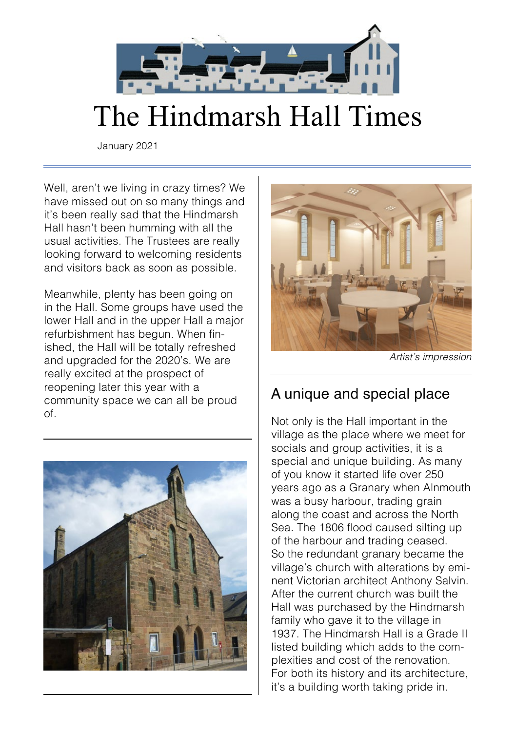# The Hindmarsh Hall Times

January 2021

Well, aren't we living in crazy times? We have missed out on so many things and it's been really sad that the Hindmarsh Hall hasn't been humming with all the usual activities. The Trustees are really looking forward to welcoming residents and visitors back as soon as possible.

Meanwhile, plenty has been going on in the Hall. Some groups have used the lower Hall and in the upper Hall a major refurbishment has begun. When finished, the Hall will be totally refreshed and upgraded for the 2020's. We are really excited at the prospect of reopening later this year with a community space we can all be proud of.

*Artist's impression*

## A unique and special place

Not only is the Hall important in the village as the place where we meet for socials and group activities, it is a special and unique building. As many of you know it started life over 250 years ago as a Granary when Alnmouth was a busy harbour, trading grain along the coast and across the North Sea. The 1806 flood caused silting up of the harbour and trading ceased. So the redundant granary became the village's church with alterations by eminent Victorian architect Anthony Salvin. After the current church was built the Hall was purchased by the Hindmarsh family who gave it to the village in 1937. The Hindmarsh Hall is a Grade II listed building which adds to the complexities and cost of the renovation. For both its history and its architecture, it's a building worth taking pride in.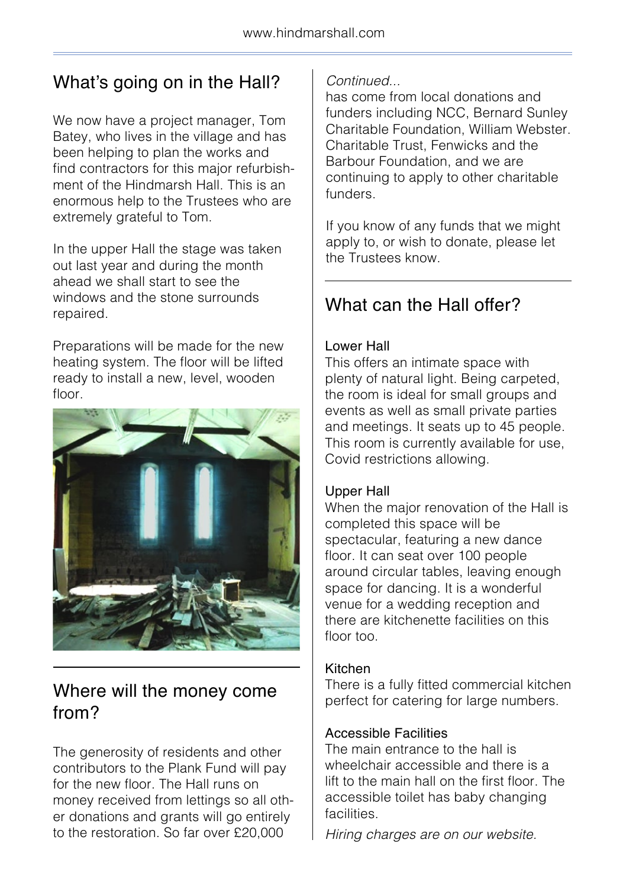## What's going on in the Hall?

We now have a project manager, Tom Batey, who lives in the village and has been helping to plan the works and find contractors for this major refurbishment of the Hindmarsh Hall. This is an enormous help to the Trustees who are extremely grateful to Tom.

In the upper Hall the stage was taken out last year and during the month ahead we shall start to see the windows and the stone surrounds repaired.

Preparations will be made for the new heating system. The floor will be lifted ready to install a new, level, wooden floor.

## Where will the money come from?

The generosity of residents and other contributors to the Plank Fund will pay for the new floor. The Hall runs on money received from lettings so all other donations and grants will go entirely to the restoration. So far over £20,000

*Continued...*

has come from local donations and funders including NCC, Bernard Sunley Charitable Foundation, William Webster. Charitable Trust, Fenwicks and the Barbour Foundation, and we are continuing to apply to other charitable funders.

If you know of any funds that we might apply to, or wish to donate, please let the Trustees know.

## What can the Hall offer?

### Lower Hall

This offers an intimate space with plenty of natural light. Being carpeted, the room is ideal for small groups and events as well as small private parties and meetings. It seats up to 45 people. This room is currently available for use, Covid restrictions allowing.

### Upper Hall

When the major renovation of the Hall is completed this space will be spectacular, featuring a new dance floor. It can seat over 100 people around circular tables, leaving enough space for dancing. It is a wonderful venue for a wedding reception and there are kitchenette facilities on this floor too.

### Kitchen

There is a fully fitted commercial kitchen perfect for catering for large numbers.

### Accessible Facilities

The main entrance to the hall is wheelchair accessible and there is a lift to the main hall on the first floor. The accessible toilet has baby changing facilities.

*Hiring charges are on our website.*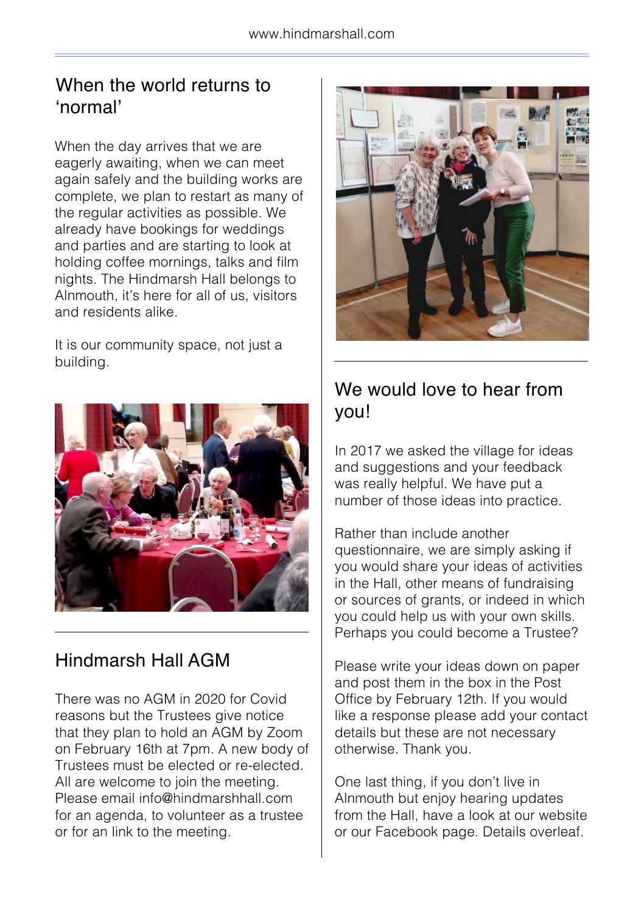## When the world returns to 'normal'

When the day arrives that we are eagerly awaiting, when we can meet again safely and the building works are complete, we plan to restart as many of the regular activities as possible. We already have bookings for weddings and parties and are starting to look at holding coffee mornings, talks and film nights. The Hindmarsh Hall belongs to Alnmouth, it's here for all of us, visitors and residents alike.

It is our community space, not just a building.

## Hindmarsh Hall AGM

There was no AGM in 2020 for Covid reasons but the Trustees give notice that they plan to hold an AGM by Zoom on February 16th at 7pm. A new body of Trustees must be elected or re-elected. All are welcome to join the meeting. Please email info@hindmarshhall.com for an agenda, to volunteer as a trustee or for an link to the meeting.

## We would love to hear from you!

In 2017 we asked the village for ideas and suggestions and your feedback was really helpful. We have put a number of those ideas into practice.

Rather than include another questionnaire, we are simply asking if you would share your ideas of activities in the Hall, other means of fundraising or sources of grants, or indeed in which you could help us with your own skills. Perhaps you could become a Trustee?

Please write your ideas down on paper and post them in the box in the Post Office by February 12th. If you would like a response please add your contact details but these are not necessary otherwise. Thank you.

One last thing, if you don't live in Alnmouth but enjoy hearing updates from the Hall, have a look at our website or our Facebook page. Details overleaf.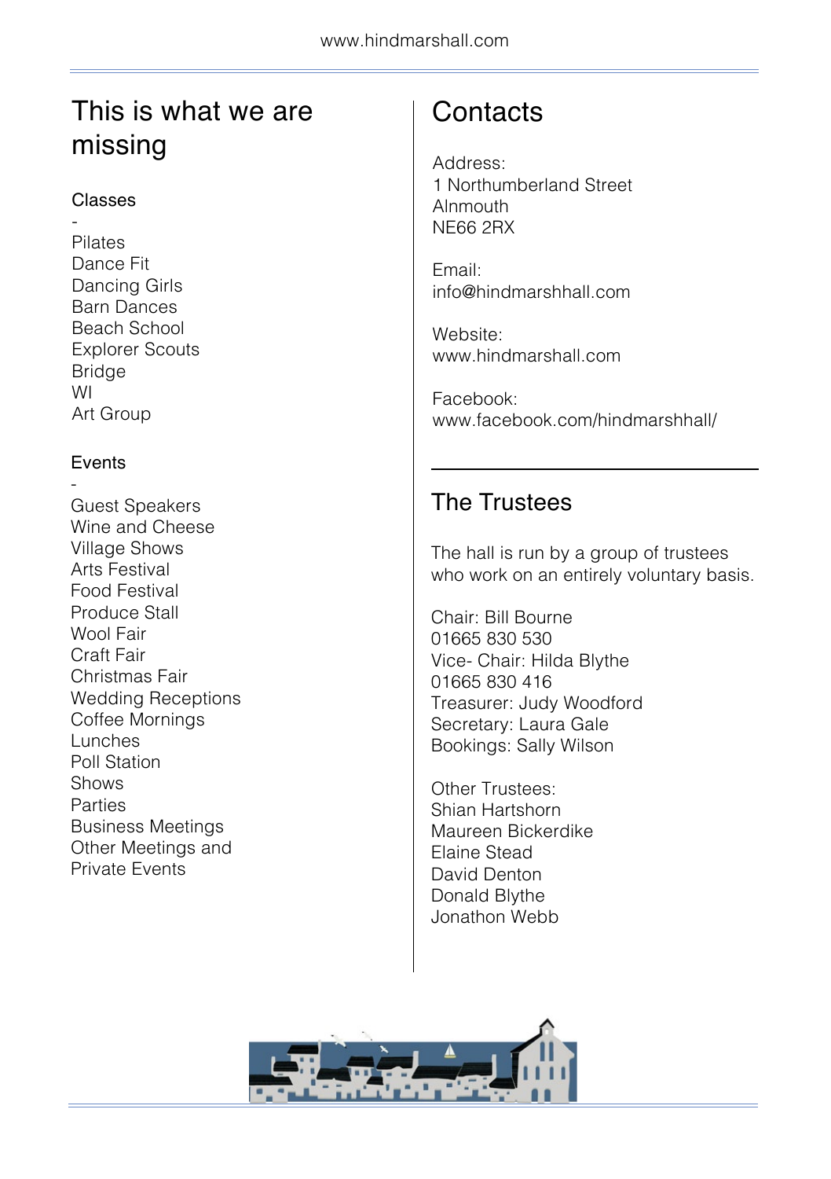# This is what we are missing

### Classes

-

Pilates
Dance Fit
Dancing Girls
Barn Dances
Beach School
Explorer Scouts
Bridge
WI
Art Group

### Events

-

Guest Speakers
Wine and Cheese
Village Shows
Arts Festival
Food Festival
Produce Stall
Wool Fair
Craft Fair
Christmas Fair
Wedding Receptions
Coffee Mornings
Lunches
Poll Station
Shows
Parties
Business Meetings
Other Meetings and
Private Events

# Contacts

Address:
1 Northumberland Street
Alnmouth
NE66 2RX

Email:
info@hindmarshhall.com

Website:
www.hindmarshall.com

Facebook:
www.facebook.com/hindmarshhall/

---

## The Trustees

The hall is run by a group of trustees who work on an entirely voluntary basis.

Chair: Bill Bourne
01665 830 530
Vice- Chair: Hilda Blythe
01665 830 416
Treasurer: Judy Woodford
Secretary: Laura Gale
Bookings: Sally Wilson

Other Trustees:
Shian Hartshorn
Maureen Bickerdike
Elaine Stead
David Denton
Donald Blythe
Jonathon Webb